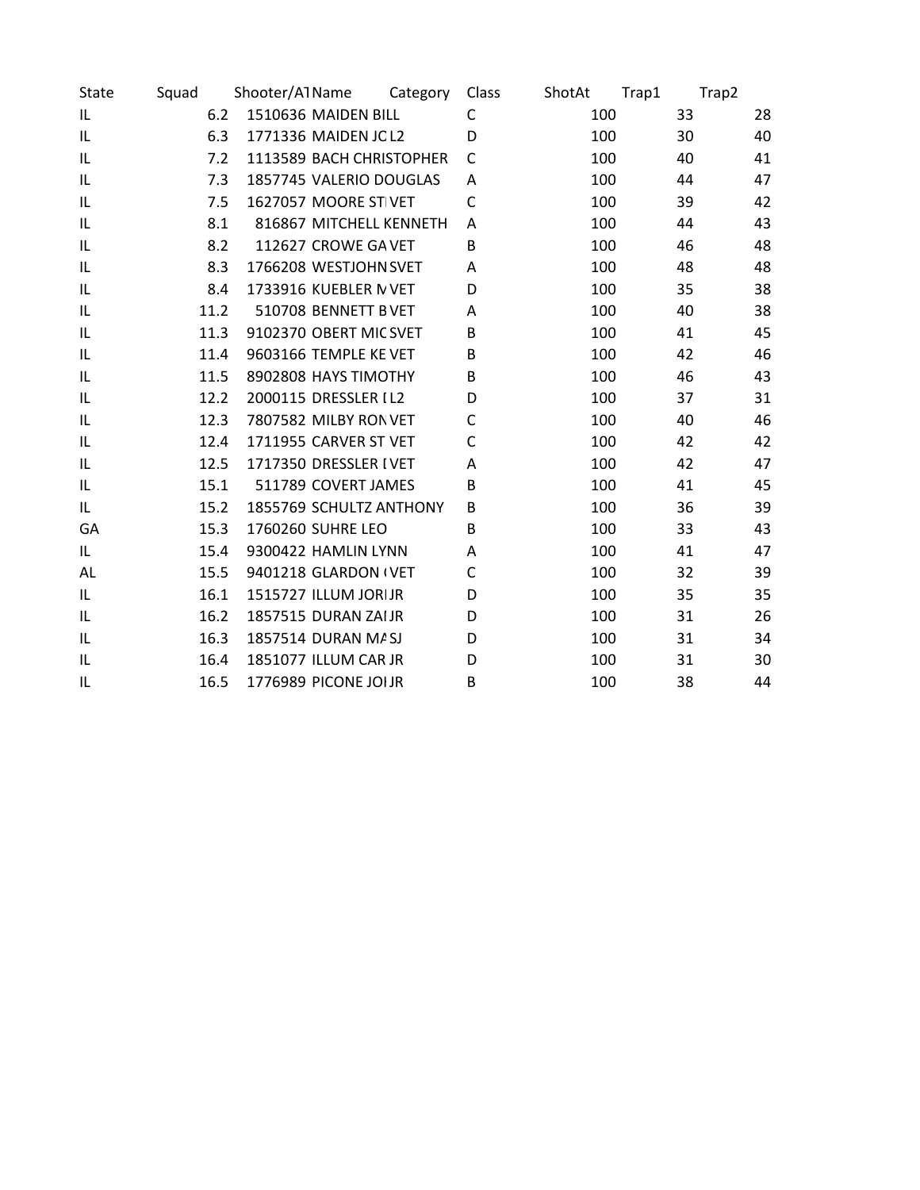| State | Squad | Shooter/AT | Name | Category | Class | ShotAt | Trap1 | Trap2 |
|---|---|---|---|---|---|---|---|---|
| IL | 6.2 | 1510636 | MAIDEN BILL | | C | 100 | 33 | 28 |
| IL | 6.3 | 1771336 | MAIDEN JC | L2 | D | 100 | 30 | 40 |
| IL | 7.2 | 1113589 | BACH CHRISTOPHER | | C | 100 | 40 | 41 |
| IL | 7.3 | 1857745 | VALERIO DOUGLAS | | A | 100 | 44 | 47 |
| IL | 7.5 | 1627057 | MOORE ST | VET | C | 100 | 39 | 42 |
| IL | 8.1 | 816867 | MITCHELL KENNETH | | A | 100 | 44 | 43 |
| IL | 8.2 | 112627 | CROWE GA | VET | B | 100 | 46 | 48 |
| IL | 8.3 | 1766208 | WESTJOHN | SVET | A | 100 | 48 | 48 |
| IL | 8.4 | 1733916 | KUEBLER M | VET | D | 100 | 35 | 38 |
| IL | 11.2 | 510708 | BENNETT B | VET | A | 100 | 40 | 38 |
| IL | 11.3 | 9102370 | OBERT MIC | SVET | B | 100 | 41 | 45 |
| IL | 11.4 | 9603166 | TEMPLE KE | VET | B | 100 | 42 | 46 |
| IL | 11.5 | 8902808 | HAYS TIMOTHY | | B | 100 | 46 | 43 |
| IL | 12.2 | 2000115 | DRESSLER I | L2 | D | 100 | 37 | 31 |
| IL | 12.3 | 7807582 | MILBY RON | VET | C | 100 | 40 | 46 |
| IL | 12.4 | 1711955 | CARVER ST | VET | C | 100 | 42 | 42 |
| IL | 12.5 | 1717350 | DRESSLER I | VET | A | 100 | 42 | 47 |
| IL | 15.1 | 511789 | COVERT JAMES | | B | 100 | 41 | 45 |
| IL | 15.2 | 1855769 | SCHULTZ ANTHONY | | B | 100 | 36 | 39 |
| GA | 15.3 | 1760260 | SUHRE LEO | | B | 100 | 33 | 43 |
| IL | 15.4 | 9300422 | HAMLIN LYNN | | A | 100 | 41 | 47 |
| AL | 15.5 | 9401218 | GLARDON ( | VET | C | 100 | 32 | 39 |
| IL | 16.1 | 1515727 | ILLUM JORI | JR | D | 100 | 35 | 35 |
| IL | 16.2 | 1857515 | DURAN ZAI | JR | D | 100 | 31 | 26 |
| IL | 16.3 | 1857514 | DURAN MA | SJ | D | 100 | 31 | 34 |
| IL | 16.4 | 1851077 | ILLUM CAR | JR | D | 100 | 31 | 30 |
| IL | 16.5 | 1776989 | PICONE JOI | JR | B | 100 | 38 | 44 |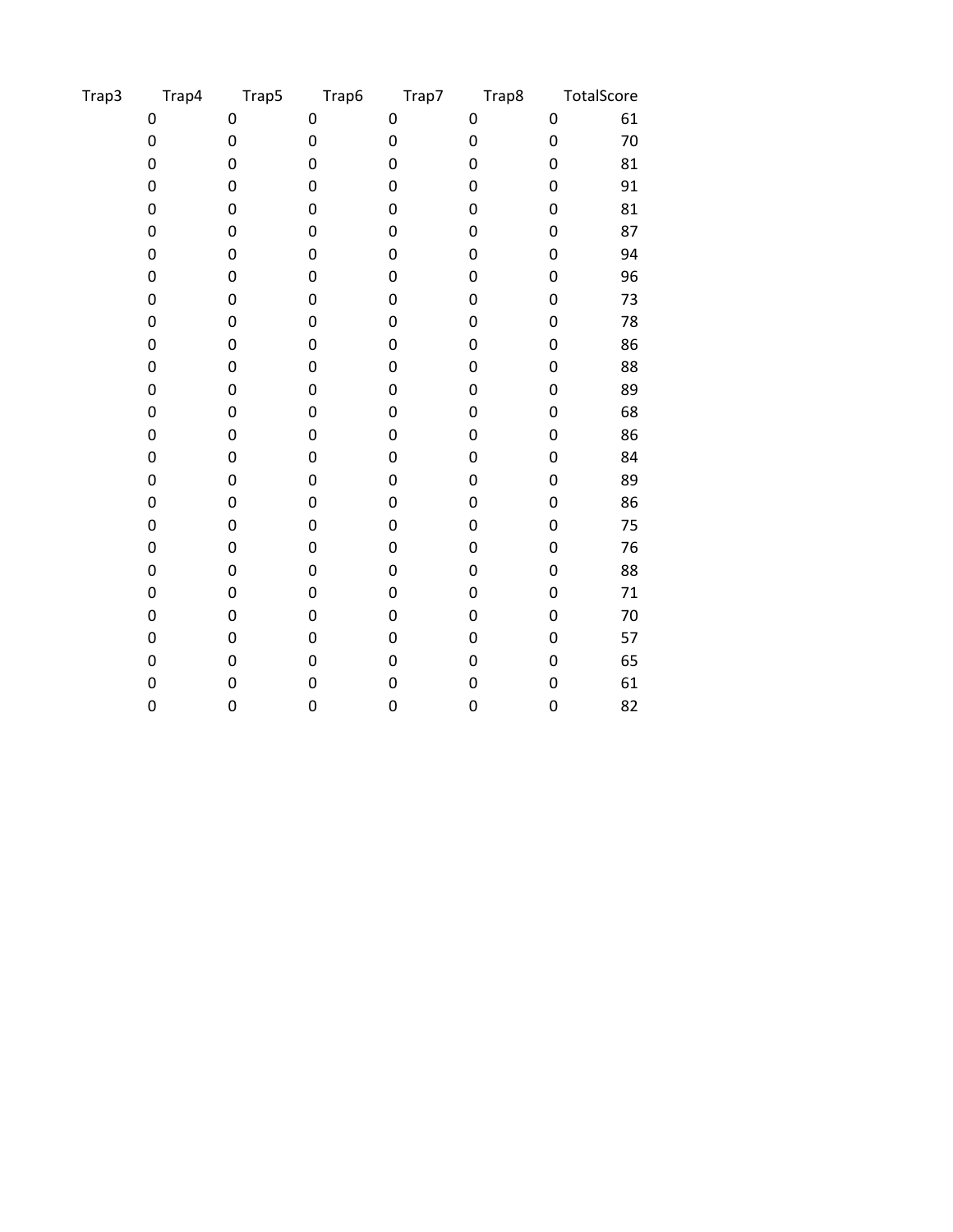| Trap3 | Trap4 | Trap5 | Trap6 | Trap7 | Trap8 | TotalScore |
|---|---|---|---|---|---|---|
| 0 | 0 | 0 | 0 | 0 | 0 | 61 |
| 0 | 0 | 0 | 0 | 0 | 0 | 70 |
| 0 | 0 | 0 | 0 | 0 | 0 | 81 |
| 0 | 0 | 0 | 0 | 0 | 0 | 91 |
| 0 | 0 | 0 | 0 | 0 | 0 | 81 |
| 0 | 0 | 0 | 0 | 0 | 0 | 87 |
| 0 | 0 | 0 | 0 | 0 | 0 | 94 |
| 0 | 0 | 0 | 0 | 0 | 0 | 96 |
| 0 | 0 | 0 | 0 | 0 | 0 | 73 |
| 0 | 0 | 0 | 0 | 0 | 0 | 78 |
| 0 | 0 | 0 | 0 | 0 | 0 | 86 |
| 0 | 0 | 0 | 0 | 0 | 0 | 88 |
| 0 | 0 | 0 | 0 | 0 | 0 | 89 |
| 0 | 0 | 0 | 0 | 0 | 0 | 68 |
| 0 | 0 | 0 | 0 | 0 | 0 | 86 |
| 0 | 0 | 0 | 0 | 0 | 0 | 84 |
| 0 | 0 | 0 | 0 | 0 | 0 | 89 |
| 0 | 0 | 0 | 0 | 0 | 0 | 86 |
| 0 | 0 | 0 | 0 | 0 | 0 | 75 |
| 0 | 0 | 0 | 0 | 0 | 0 | 76 |
| 0 | 0 | 0 | 0 | 0 | 0 | 88 |
| 0 | 0 | 0 | 0 | 0 | 0 | 71 |
| 0 | 0 | 0 | 0 | 0 | 0 | 70 |
| 0 | 0 | 0 | 0 | 0 | 0 | 57 |
| 0 | 0 | 0 | 0 | 0 | 0 | 65 |
| 0 | 0 | 0 | 0 | 0 | 0 | 61 |
| 0 | 0 | 0 | 0 | 0 | 0 | 82 |